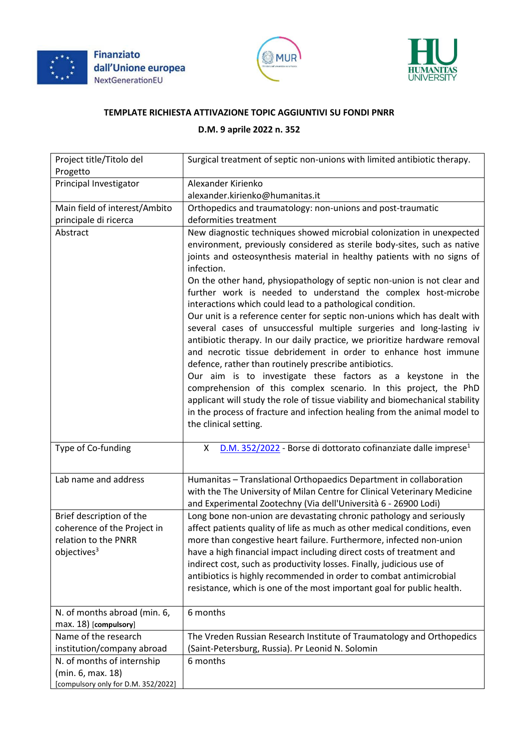**TEMPLATE RICHIESTA ATTIVAZIONE TOPIC AGGIUNTIVI SU FONDI PNRR**

**D.M. 9 aprile 2022 n. 352**

| | |
|---|---|
| Project title/Titolo del Progetto | Surgical treatment of septic non-unions with limited antibiotic therapy. |
| Principal Investigator | Alexander Kirienko<br>alexander.kirienko@humanitas.it |
| Main field of interest/Ambito principale di ricerca | Orthopedics and traumatology: non-unions and post-traumatic deformities treatment |
| Abstract | New diagnostic techniques showed microbial colonization in unexpected environment, previously considered as sterile body-sites, such as native joints and osteosynthesis material in healthy patients with no signs of infection.<br>On the other hand, physiopathology of septic non-union is not clear and further work is needed to understand the complex host-microbe interactions which could lead to a pathological condition.<br>Our unit is a reference center for septic non-unions which has dealt with several cases of unsuccessful multiple surgeries and long-lasting iv antibiotic therapy. In our daily practice, we prioritize hardware removal and necrotic tissue debridement in order to enhance host immune defence, rather than routinely prescribe antibiotics.<br>Our aim is to investigate these factors as a keystone in the comprehension of this complex scenario. In this project, the PhD applicant will study the role of tissue viability and biomechanical stability in the process of fracture and infection healing from the animal model to the clinical setting. |
| Type of Co-funding | X D.M. 352/2022 - Borse di dottorato cofinanziate dalle imprese[1] |
| Lab name and address | Humanitas – Translational Orthopaedics Department in collaboration with the The University of Milan Centre for Clinical Veterinary Medicine and Experimental Zootechny (Via dell'Università 6 - 26900 Lodi) |
| Brief description of the coherence of the Project in relation to the PNRR objectives[3] | Long bone non-union are devastating chronic pathology and seriously affect patients quality of life as much as other medical conditions, even more than congestive heart failure. Furthermore, infected non-union have a high financial impact including direct costs of treatment and indirect cost, such as productivity losses. Finally, judicious use of antibiotics is highly recommended in order to combat antimicrobial resistance, which is one of the most important goal for public health. |
| N. of months abroad (min. 6, max. 18) [compulsory] | 6 months |
| Name of the research institution/company abroad | The Vreden Russian Research Institute of Traumatology and Orthopedics (Saint-Petersburg, Russia). Pr Leonid N. Solomin |
| N. of months of internship (min. 6, max. 18) [compulsory only for D.M. 352/2022] | 6 months |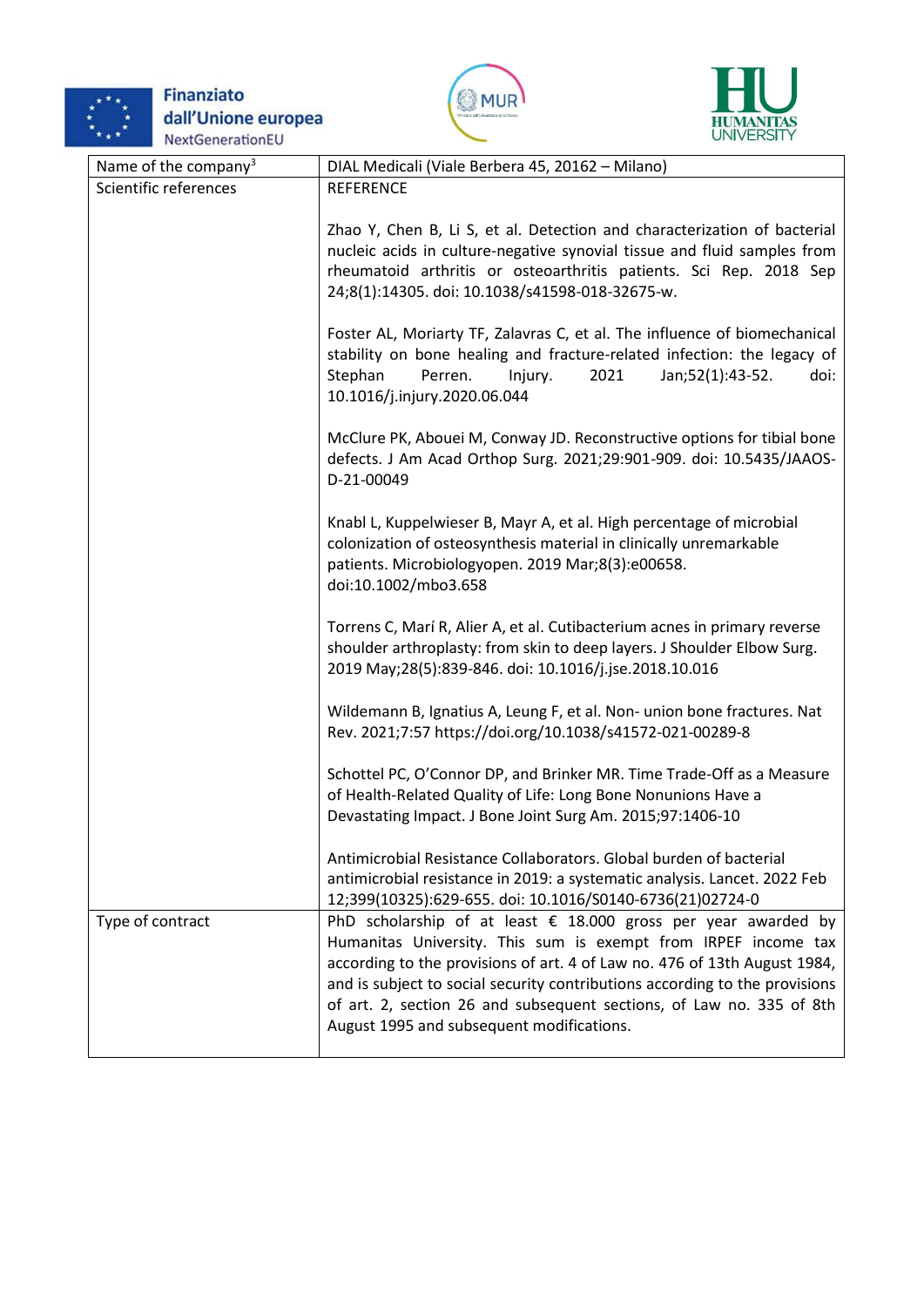| | |
|---|---|
| Name of the company[3] | DIAL Medicali (Viale Berbera 45, 20162 – Milano) |
| Scientific references | REFERENCE<br><br>Zhao Y, Chen B, Li S, et al. Detection and characterization of bacterial nucleic acids in culture-negative synovial tissue and fluid samples from rheumatoid arthritis or osteoarthritis patients. Sci Rep. 2018 Sep 24;8(1):14305. doi: 10.1038/s41598-018-32675-w.<br><br>Foster AL, Moriarty TF, Zalavras C, et al. The influence of biomechanical stability on bone healing and fracture-related infection: the legacy of Stephan Perren. Injury. 2021 Jan;52(1):43-52. doi: 10.1016/j.injury.2020.06.044<br><br>McClure PK, Abouei M, Conway JD. Reconstructive options for tibial bone defects. J Am Acad Orthop Surg. 2021;29:901-909. doi: 10.5435/JAAOS-D-21-00049<br><br>Knabl L, Kuppelwieser B, Mayr A, et al. High percentage of microbial colonization of osteosynthesis material in clinically unremarkable patients. Microbiologyopen. 2019 Mar;8(3):e00658. doi:10.1002/mbo3.658<br><br>Torrens C, Marí R, Alier A, et al. Cutibacterium acnes in primary reverse shoulder arthroplasty: from skin to deep layers. J Shoulder Elbow Surg. 2019 May;28(5):839-846. doi: 10.1016/j.jse.2018.10.016<br><br>Wildemann B, Ignatius A, Leung F, et al. Non- union bone fractures. Nat Rev. 2021;7:57 https://doi.org/10.1038/s41572-021-00289-8<br><br>Schottel PC, O'Connor DP, and Brinker MR. Time Trade-Off as a Measure of Health-Related Quality of Life: Long Bone Nonunions Have a Devastating Impact. J Bone Joint Surg Am. 2015;97:1406-10<br><br>Antimicrobial Resistance Collaborators. Global burden of bacterial antimicrobial resistance in 2019: a systematic analysis. Lancet. 2022 Feb 12;399(10325):629-655. doi: 10.1016/S0140-6736(21)02724-0 |
| Type of contract | PhD scholarship of at least € 18.000 gross per year awarded by Humanitas University. This sum is exempt from IRPEF income tax according to the provisions of art. 4 of Law no. 476 of 13th August 1984, and is subject to social security contributions according to the provisions of art. 2, section 26 and subsequent sections, of Law no. 335 of 8th August 1995 and subsequent modifications. |